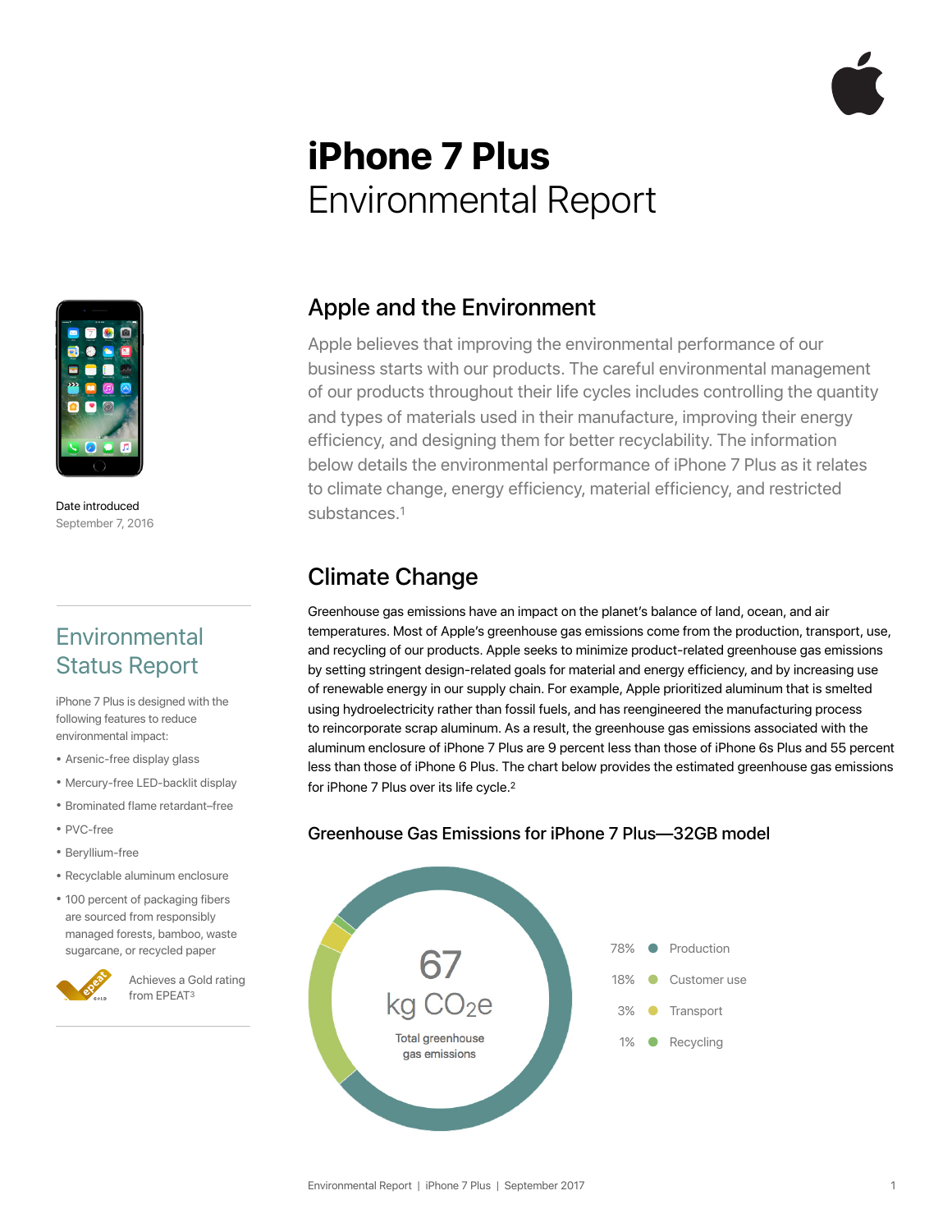# iPhone 7 Plus
Environmental Report

Date introduced
September 7, 2016

## Environmental Status Report

iPhone 7 Plus is designed with the following features to reduce environmental impact:

- Arsenic-free display glass
- Mercury-free LED-backlit display
- Brominated flame retardant–free
- PVC-free
- Beryllium-free
- Recyclable aluminum enclosure
- 100 percent of packaging fibers are sourced from responsibly managed forests, bamboo, waste sugarcane, or recycled paper

Achieves a Gold rating from EPEAT[3]

## Apple and the Environment

Apple believes that improving the environmental performance of our business starts with our products. The careful environmental management of our products throughout their life cycles includes controlling the quantity and types of materials used in their manufacture, improving their energy efficiency, and designing them for better recyclability. The information below details the environmental performance of iPhone 7 Plus as it relates to climate change, energy efficiency, material efficiency, and restricted substances.[1]

## Climate Change

Greenhouse gas emissions have an impact on the planet's balance of land, ocean, and air temperatures. Most of Apple's greenhouse gas emissions come from the production, transport, use, and recycling of our products. Apple seeks to minimize product-related greenhouse gas emissions by setting stringent design-related goals for material and energy efficiency, and by increasing use of renewable energy in our supply chain. For example, Apple prioritized aluminum that is smelted using hydroelectricity rather than fossil fuels, and has reengineered the manufacturing process to reincorporate scrap aluminum. As a result, the greenhouse gas emissions associated with the aluminum enclosure of iPhone 7 Plus are 9 percent less than those of iPhone 6s Plus and 55 percent less than those of iPhone 6 Plus. The chart below provides the estimated greenhouse gas emissions for iPhone 7 Plus over its life cycle.[2]

### Greenhouse Gas Emissions for iPhone 7 Plus—32GB model

67 kg $CO_2e$
Total greenhouse gas emissions

| Share | Phase |
|---|---|
| 78% | Production |
| 18% | Customer use |
| 3% | Transport |
| 1% | Recycling |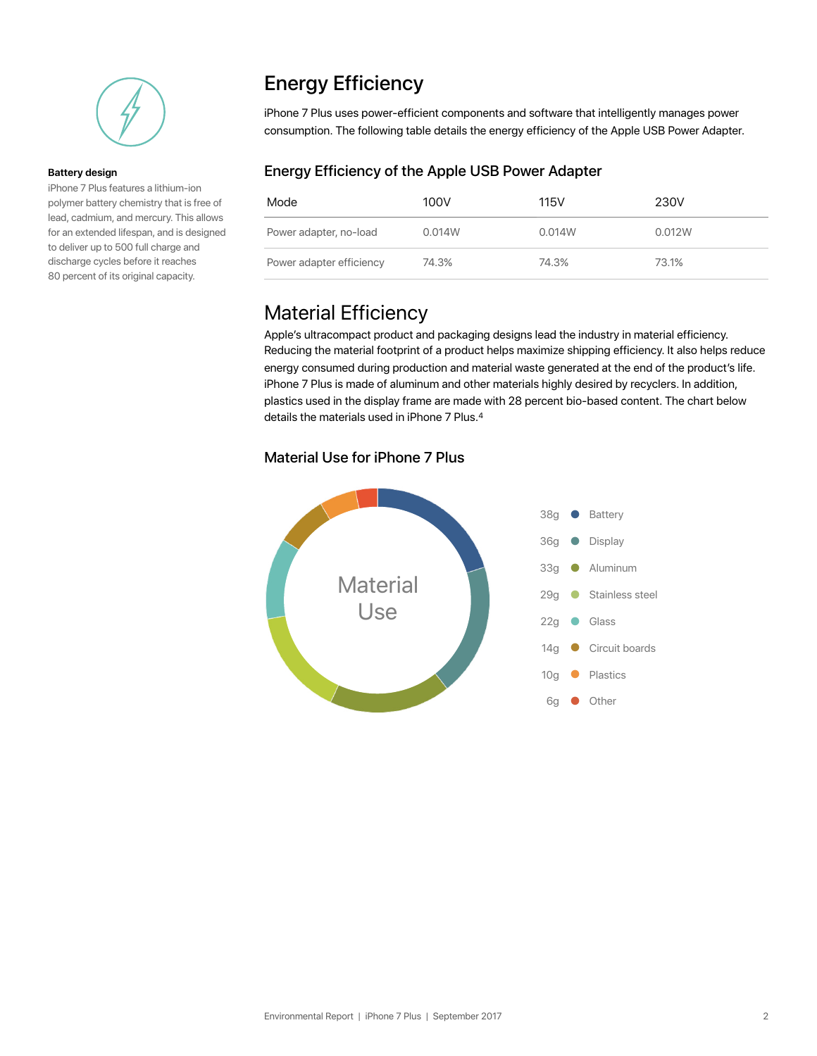**Battery design**

iPhone 7 Plus features a lithium-ion polymer battery chemistry that is free of lead, cadmium, and mercury. This allows for an extended lifespan, and is designed to deliver up to 500 full charge and discharge cycles before it reaches 80 percent of its original capacity.

## Energy Efficiency

iPhone 7 Plus uses power-efficient components and software that intelligently manages power consumption. The following table details the energy efficiency of the Apple USB Power Adapter.

### Energy Efficiency of the Apple USB Power Adapter

| Mode | 100V | 115V | 230V |
|---|---|---|---|
| Power adapter, no-load | 0.014W | 0.014W | 0.012W |
| Power adapter efficiency | 74.3% | 74.3% | 73.1% |

## Material Efficiency

Apple's ultracompact product and packaging designs lead the industry in material efficiency. Reducing the material footprint of a product helps maximize shipping efficiency. It also helps reduce energy consumed during production and material waste generated at the end of the product's life. iPhone 7 Plus is made of aluminum and other materials highly desired by recyclers. In addition, plastics used in the display frame are made with 28 percent bio-based content. The chart below details the materials used in iPhone 7 Plus.[4]

### Material Use for iPhone 7 Plus

Material Use

- 38g Battery
- 36g Display
- 33g Aluminum
- 29g Stainless steel
- 22g Glass
- 14g Circuit boards
- 10g Plastics
- 6g Other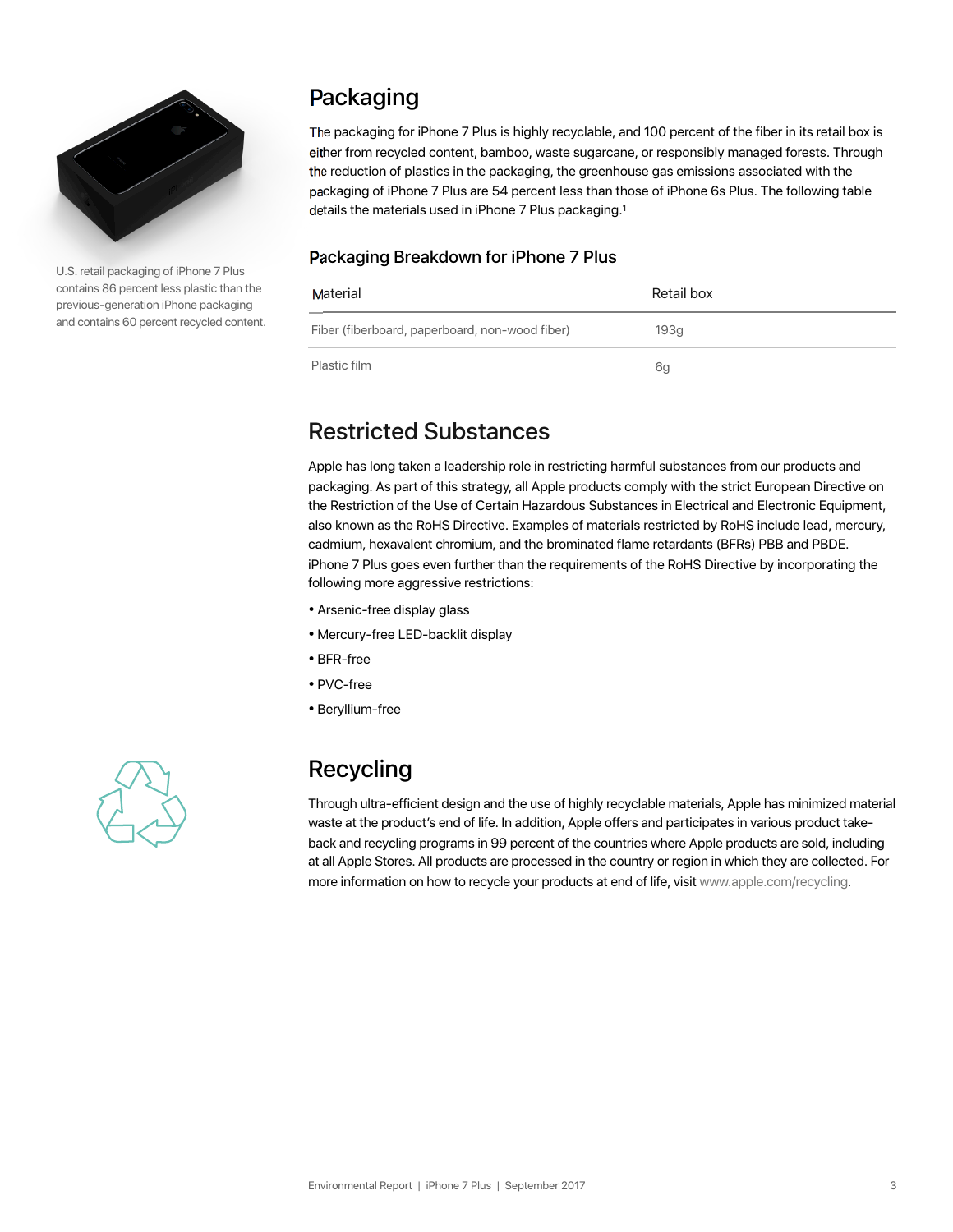U.S. retail packaging of iPhone 7 Plus contains 86 percent less plastic than the previous-generation iPhone packaging and contains 60 percent recycled content.

## Packaging

The packaging for iPhone 7 Plus is highly recyclable, and 100 percent of the fiber in its retail box is either from recycled content, bamboo, waste sugarcane, or responsibly managed forests. Through the reduction of plastics in the packaging, the greenhouse gas emissions associated with the packaging of iPhone 7 Plus are 54 percent less than those of iPhone 6s Plus. The following table details the materials used in iPhone 7 Plus packaging.[1]

### Packaging Breakdown for iPhone 7 Plus

| Material | Retail box |
| --- | --- |
| Fiber (fiberboard, paperboard, non-wood fiber) | 193g |
| Plastic film | 6g |

## Restricted Substances

Apple has long taken a leadership role in restricting harmful substances from our products and packaging. As part of this strategy, all Apple products comply with the strict European Directive on the Restriction of the Use of Certain Hazardous Substances in Electrical and Electronic Equipment, also known as the RoHS Directive. Examples of materials restricted by RoHS include lead, mercury, cadmium, hexavalent chromium, and the brominated flame retardants (BFRs) PBB and PBDE. iPhone 7 Plus goes even further than the requirements of the RoHS Directive by incorporating the following more aggressive restrictions:

- Arsenic-free display glass
- Mercury-free LED-backlit display
- BFR-free
- PVC-free
- Beryllium-free

## Recycling

Through ultra-efficient design and the use of highly recyclable materials, Apple has minimized material waste at the product's end of life. In addition, Apple offers and participates in various product take-back and recycling programs in 99 percent of the countries where Apple products are sold, including at all Apple Stores. All products are processed in the country or region in which they are collected. For more information on how to recycle your products at end of life, visit www.apple.com/recycling.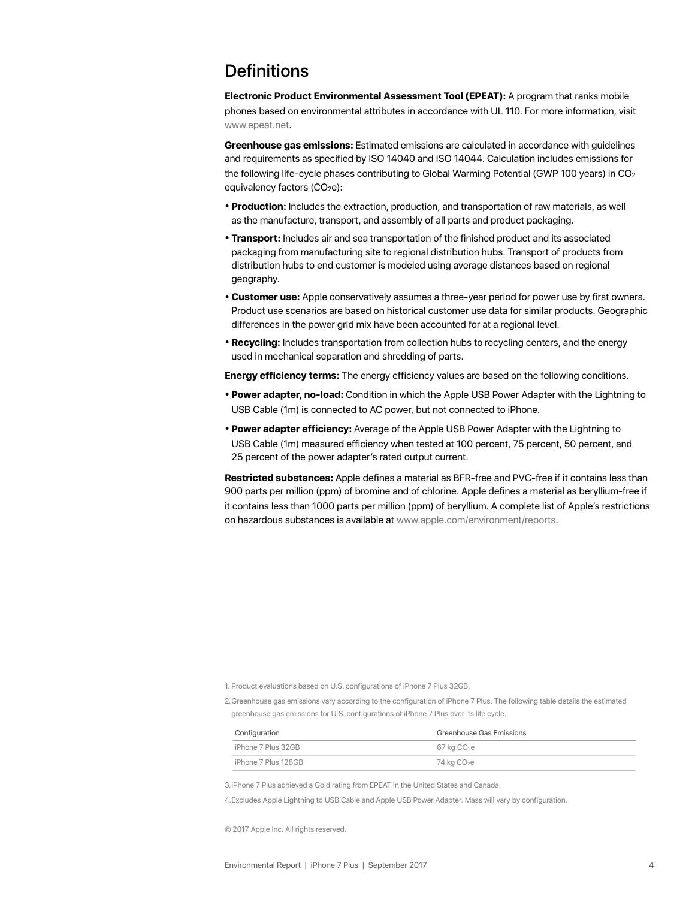## Definitions

**Electronic Product Environmental Assessment Tool (EPEAT):** A program that ranks mobile phones based on environmental attributes in accordance with UL 110. For more information, visit www.epeat.net.

**Greenhouse gas emissions:** Estimated emissions are calculated in accordance with guidelines and requirements as specified by ISO 14040 and ISO 14044. Calculation includes emissions for the following life-cycle phases contributing to Global Warming Potential (GWP 100 years) in $CO_2$ equivalency factors ($CO_2e$):

- **Production:** Includes the extraction, production, and transportation of raw materials, as well as the manufacture, transport, and assembly of all parts and product packaging.
- **Transport:** Includes air and sea transportation of the finished product and its associated packaging from manufacturing site to regional distribution hubs. Transport of products from distribution hubs to end customer is modeled using average distances based on regional geography.
- **Customer use:** Apple conservatively assumes a three-year period for power use by first owners. Product use scenarios are based on historical customer use data for similar products. Geographic differences in the power grid mix have been accounted for at a regional level.
- **Recycling:** Includes transportation from collection hubs to recycling centers, and the energy used in mechanical separation and shredding of parts.

**Energy efficiency terms:** The energy efficiency values are based on the following conditions.

- **Power adapter, no-load:** Condition in which the Apple USB Power Adapter with the Lightning to USB Cable (1m) is connected to AC power, but not connected to iPhone.
- **Power adapter efficiency:** Average of the Apple USB Power Adapter with the Lightning to USB Cable (1m) measured efficiency when tested at 100 percent, 75 percent, 50 percent, and 25 percent of the power adapter's rated output current.

**Restricted substances:** Apple defines a material as BFR-free and PVC-free if it contains less than 900 parts per million (ppm) of bromine and of chlorine. Apple defines a material as beryllium-free if it contains less than 1000 parts per million (ppm) of beryllium. A complete list of Apple's restrictions on hazardous substances is available at www.apple.com/environment/reports.

1. Product evaluations based on U.S. configurations of iPhone 7 Plus 32GB.

2. Greenhouse gas emissions vary according to the configuration of iPhone 7 Plus. The following table details the estimated greenhouse gas emissions for U.S. configurations of iPhone 7 Plus over its life cycle.

| Configuration | Greenhouse Gas Emissions |
|---|---|
| iPhone 7 Plus 32GB | 67 kg $CO_2e$ |
| iPhone 7 Plus 128GB | 74 kg $CO_2e$ |

3. iPhone 7 Plus achieved a Gold rating from EPEAT in the United States and Canada.

4. Excludes Apple Lightning to USB Cable and Apple USB Power Adapter. Mass will vary by configuration.

© 2017 Apple Inc. All rights reserved.